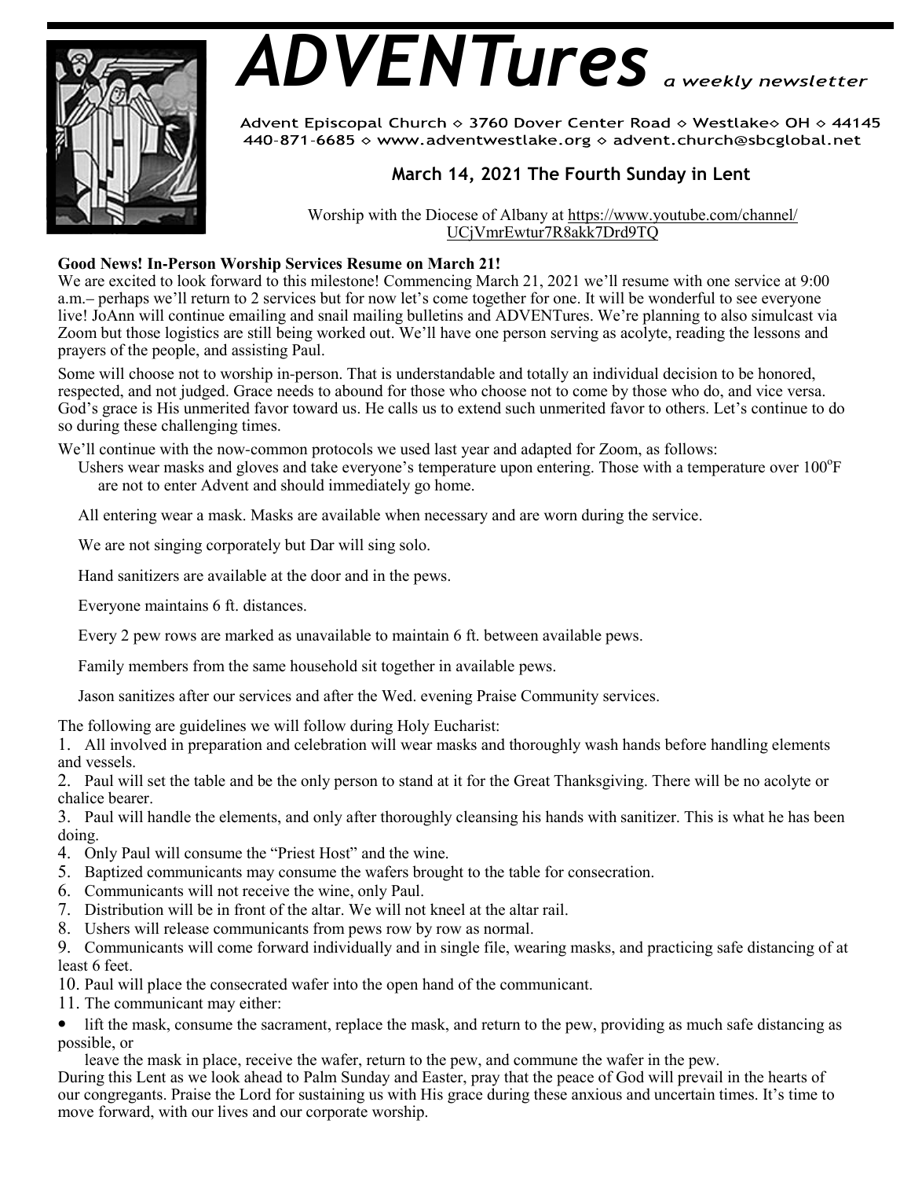# ADVENTures *a weekly newsletter*

Advent Episcopal Church ◇ 3760 Dover Center Road ◇ Westlake◇ OH ◇ 44145
440-871-6685 ◇ www.adventwestlake.org ◇ advent.church@sbcglobal.net

## March 14, 2021 The Fourth Sunday in Lent

Worship with the Diocese of Albany at https://www.youtube.com/channel/UCjVmrEwtur7R8akk7Drd9TQ

**Good News! In-Person Worship Services Resume on March 21!**

We are excited to look forward to this milestone! Commencing March 21, 2021 we'll resume with one service at 9:00 a.m.– perhaps we'll return to 2 services but for now let's come together for one. It will be wonderful to see everyone live! JoAnn will continue emailing and snail mailing bulletins and ADVENTures. We're planning to also simulcast via Zoom but those logistics are still being worked out. We'll have one person serving as acolyte, reading the lessons and prayers of the people, and assisting Paul.

Some will choose not to worship in-person. That is understandable and totally an individual decision to be honored, respected, and not judged. Grace needs to abound for those who choose not to come by those who do, and vice versa. God's grace is His unmerited favor toward us. He calls us to extend such unmerited favor to others. Let's continue to do so during these challenging times.

We'll continue with the now-common protocols we used last year and adapted for Zoom, as follows:

Ushers wear masks and gloves and take everyone's temperature upon entering. Those with a temperature over 100°F are not to enter Advent and should immediately go home.

All entering wear a mask. Masks are available when necessary and are worn during the service.

We are not singing corporately but Dar will sing solo.

Hand sanitizers are available at the door and in the pews.

Everyone maintains 6 ft. distances.

Every 2 pew rows are marked as unavailable to maintain 6 ft. between available pews.

Family members from the same household sit together in available pews.

Jason sanitizes after our services and after the Wed. evening Praise Community services.

The following are guidelines we will follow during Holy Eucharist:

1. All involved in preparation and celebration will wear masks and thoroughly wash hands before handling elements and vessels.
2. Paul will set the table and be the only person to stand at it for the Great Thanksgiving. There will be no acolyte or chalice bearer.
3. Paul will handle the elements, and only after thoroughly cleansing his hands with sanitizer. This is what he has been doing.
4. Only Paul will consume the "Priest Host" and the wine.
5. Baptized communicants may consume the wafers brought to the table for consecration.
6. Communicants will not receive the wine, only Paul.
7. Distribution will be in front of the altar. We will not kneel at the altar rail.
8. Ushers will release communicants from pews row by row as normal.
9. Communicants will come forward individually and in single file, wearing masks, and practicing safe distancing of at least 6 feet.
10. Paul will place the consecrated wafer into the open hand of the communicant.
11. The communicant may either:

- lift the mask, consume the sacrament, replace the mask, and return to the pew, providing as much safe distancing as possible, or
- leave the mask in place, receive the wafer, return to the pew, and commune the wafer in the pew.

During this Lent as we look ahead to Palm Sunday and Easter, pray that the peace of God will prevail in the hearts of our congregants. Praise the Lord for sustaining us with His grace during these anxious and uncertain times. It's time to move forward, with our lives and our corporate worship.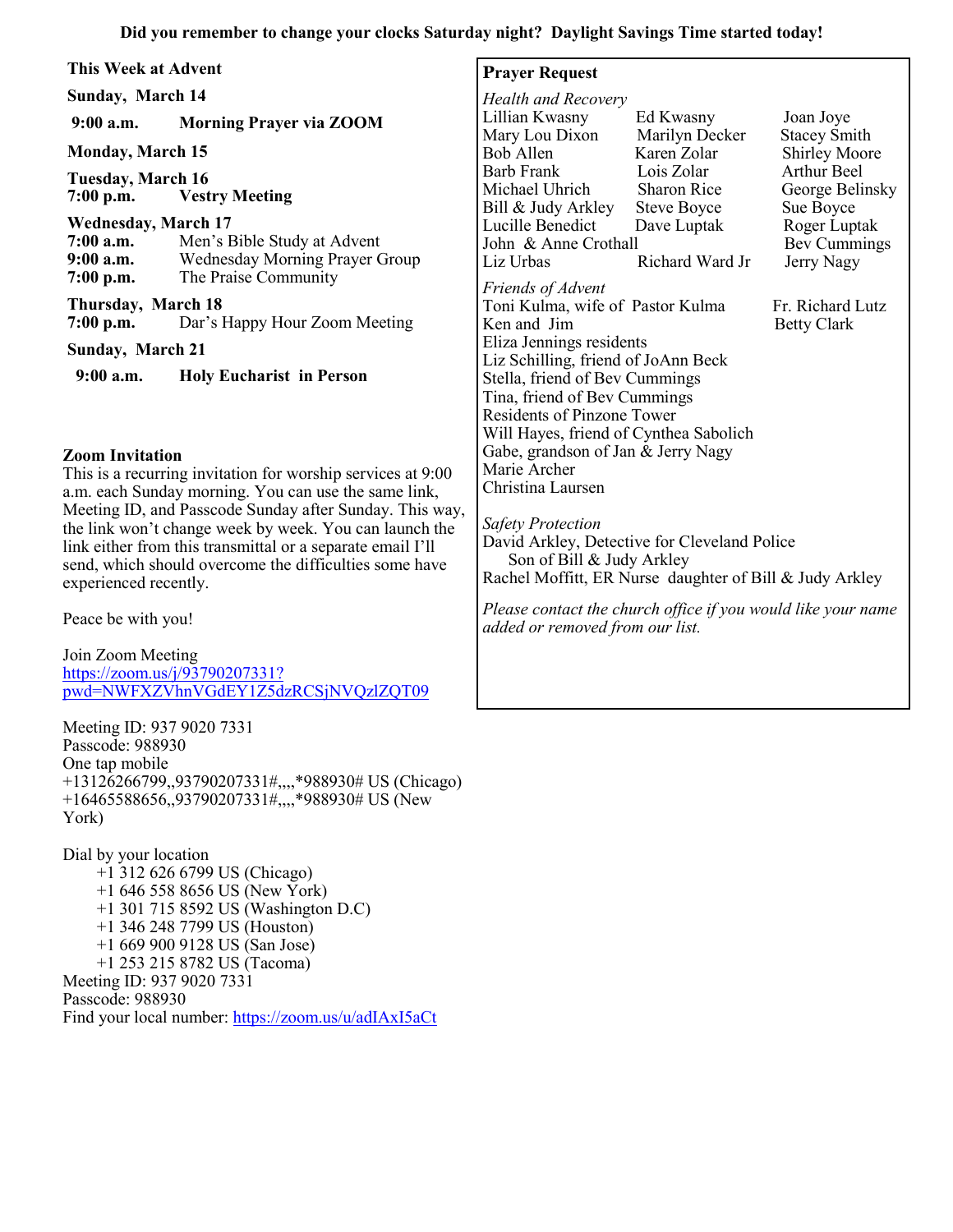**Did you remember to change your clocks Saturday night? Daylight Savings Time started today!**

## This Week at Advent

**Sunday, March 14**

**9:00 a.m.** **Morning Prayer via ZOOM**

**Monday, March 15**

**Tuesday, March 16**
**7:00 p.m.** **Vestry Meeting**

**Wednesday, March 17**
**7:00 a.m.** Men's Bible Study at Advent
**9:00 a.m.** Wednesday Morning Prayer Group
**7:00 p.m.** The Praise Community

**Thursday, March 18**
**7:00 p.m.** Dar's Happy Hour Zoom Meeting

**Sunday, March 21**

**9:00 a.m.** **Holy Eucharist in Person**

## Zoom Invitation

This is a recurring invitation for worship services at 9:00 a.m. each Sunday morning. You can use the same link, Meeting ID, and Passcode Sunday after Sunday. This way, the link won't change week by week. You can launch the link either from this transmittal or a separate email I'll send, which should overcome the difficulties some have experienced recently.

Peace be with you!

Join Zoom Meeting
https://zoom.us/j/93790207331?pwd=NWFXZVhnVGdEY1Z5dzRCSjNVQzlZQT09

Meeting ID: 937 9020 7331
Passcode: 988930
One tap mobile
+13126266799,,93790207331#,,,,*988930# US (Chicago)
+16465588656,,93790207331#,,,,*988930# US (New York)

Dial by your location
+1 312 626 6799 US (Chicago)
+1 646 558 8656 US (New York)
+1 301 715 8592 US (Washington D.C)
+1 346 248 7799 US (Houston)
+1 669 900 9128 US (San Jose)
+1 253 215 8782 US (Tacoma)
Meeting ID: 937 9020 7331
Passcode: 988930
Find your local number: https://zoom.us/u/adIAxI5aCt

## Prayer Request

*Health and Recovery*

Lillian Kwasny, Ed Kwasny, Joan Joye
Mary Lou Dixon, Marilyn Decker, Stacey Smith
Bob Allen, Karen Zolar, Shirley Moore
Barb Frank, Lois Zolar, Arthur Beel
Michael Uhrich, Sharon Rice, George Belinsky
Bill & Judy Arkley, Steve Boyce, Sue Boyce
Lucille Benedict, Dave Luptak, Roger Luptak
John & Anne Crothall, Bev Cummings
Liz Urbas, Richard Ward Jr, Jerry Nagy

*Friends of Advent*

Toni Kulma, wife of Pastor Kulma
Fr. Richard Lutz
Ken and Jim
Betty Clark
Eliza Jennings residents
Liz Schilling, friend of JoAnn Beck
Stella, friend of Bev Cummings
Tina, friend of Bev Cummings
Residents of Pinzone Tower
Will Hayes, friend of Cynthea Sabolich
Gabe, grandson of Jan & Jerry Nagy
Marie Archer
Christina Laursen

*Safety Protection*

David Arkley, Detective for Cleveland Police
Son of Bill & Judy Arkley
Rachel Moffitt, ER Nurse daughter of Bill & Judy Arkley

*Please contact the church office if you would like your name added or removed from our list.*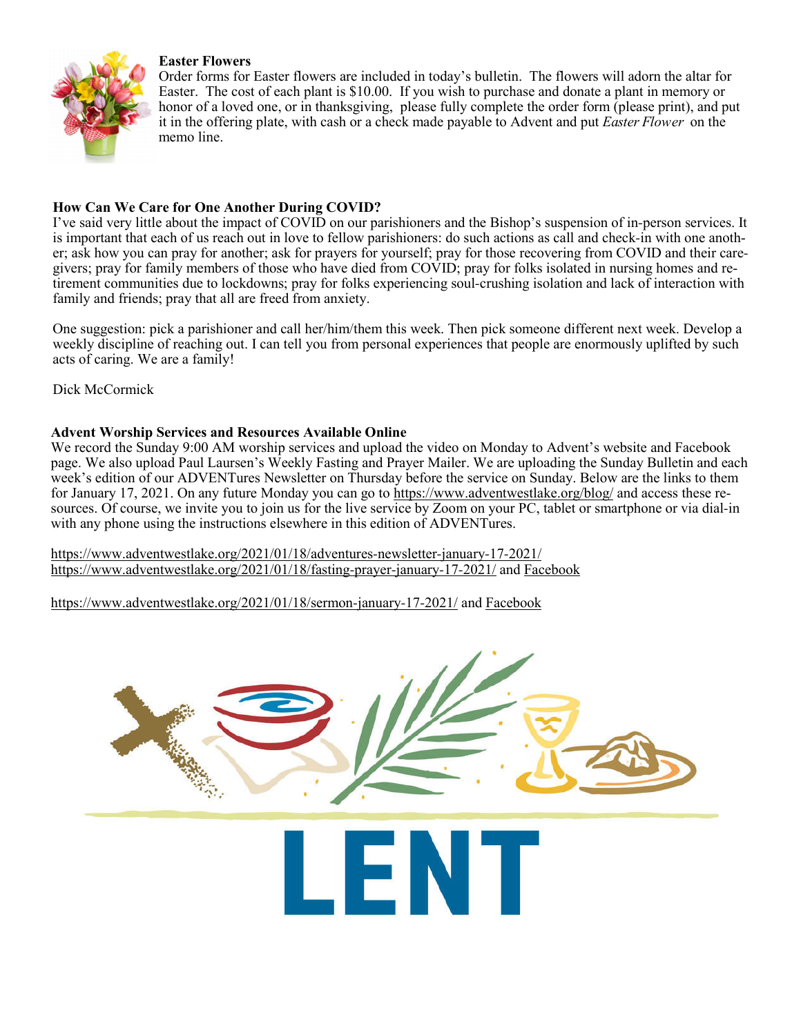**Easter Flowers**

Order forms for Easter flowers are included in today's bulletin. The flowers will adorn the altar for Easter. The cost of each plant is $10.00. If you wish to purchase and donate a plant in memory or honor of a loved one, or in thanksgiving, please fully complete the order form (please print), and put it in the offering plate, with cash or a check made payable to Advent and put *Easter Flower* on the memo line.

**How Can We Care for One Another During COVID?**

I've said very little about the impact of COVID on our parishioners and the Bishop's suspension of in-person services. It is important that each of us reach out in love to fellow parishioners: do such actions as call and check-in with one another; ask how you can pray for another; ask for prayers for yourself; pray for those recovering from COVID and their caregivers; pray for family members of those who have died from COVID; pray for folks isolated in nursing homes and retirement communities due to lockdowns; pray for folks experiencing soul-crushing isolation and lack of interaction with family and friends; pray that all are freed from anxiety.

One suggestion: pick a parishioner and call her/him/them this week. Then pick someone different next week. Develop a weekly discipline of reaching out. I can tell you from personal experiences that people are enormously uplifted by such acts of caring. We are a family!

Dick McCormick

**Advent Worship Services and Resources Available Online**

We record the Sunday 9:00 AM worship services and upload the video on Monday to Advent's website and Facebook page. We also upload Paul Laursen's Weekly Fasting and Prayer Mailer. We are uploading the Sunday Bulletin and each week's edition of our ADVENTures Newsletter on Thursday before the service on Sunday. Below are the links to them for January 17, 2021. On any future Monday you can go to https://www.adventwestlake.org/blog/ and access these resources. Of course, we invite you to join us for the live service by Zoom on your PC, tablet or smartphone or via dial-in with any phone using the instructions elsewhere in this edition of ADVENTures.

https://www.adventwestlake.org/2021/01/18/adventures-newsletter-january-17-2021/
https://www.adventwestlake.org/2021/01/18/fasting-prayer-january-17-2021/ and Facebook

https://www.adventwestlake.org/2021/01/18/sermon-january-17-2021/ and Facebook

LENT